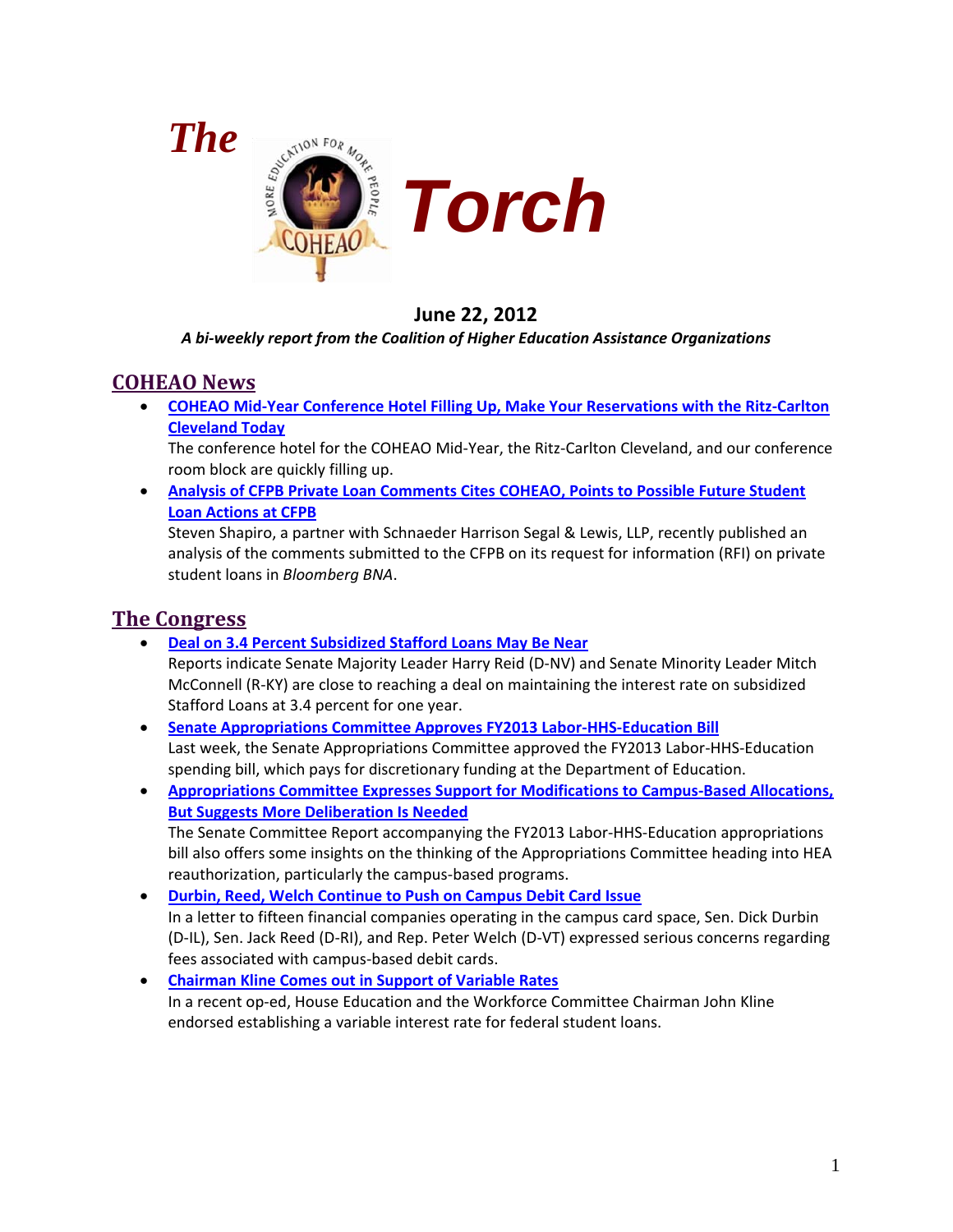# The Torch

**June 22, 2012**

***A bi-weekly report from the Coalition of Higher Education Assistance Organizations***

## COHEAO News

- **COHEAO Mid-Year Conference Hotel Filling Up, Make Your Reservations with the Ritz-Carlton Cleveland Today**
  The conference hotel for the COHEAO Mid-Year, the Ritz-Carlton Cleveland, and our conference room block are quickly filling up.
- **Analysis of CFPB Private Loan Comments Cites COHEAO, Points to Possible Future Student Loan Actions at CFPB**
  Steven Shapiro, a partner with Schnaeder Harrison Segal & Lewis, LLP, recently published an analysis of the comments submitted to the CFPB on its request for information (RFI) on private student loans in *Bloomberg BNA*.

## The Congress

- **Deal on 3.4 Percent Subsidized Stafford Loans May Be Near**
  Reports indicate Senate Majority Leader Harry Reid (D-NV) and Senate Minority Leader Mitch McConnell (R-KY) are close to reaching a deal on maintaining the interest rate on subsidized Stafford Loans at 3.4 percent for one year.
- **Senate Appropriations Committee Approves FY2013 Labor-HHS-Education Bill**
  Last week, the Senate Appropriations Committee approved the FY2013 Labor-HHS-Education spending bill, which pays for discretionary funding at the Department of Education.
- **Appropriations Committee Expresses Support for Modifications to Campus-Based Allocations, But Suggests More Deliberation Is Needed**
  The Senate Committee Report accompanying the FY2013 Labor-HHS-Education appropriations bill also offers some insights on the thinking of the Appropriations Committee heading into HEA reauthorization, particularly the campus-based programs.
- **Durbin, Reed, Welch Continue to Push on Campus Debit Card Issue**
  In a letter to fifteen financial companies operating in the campus card space, Sen. Dick Durbin (D-IL), Sen. Jack Reed (D-RI), and Rep. Peter Welch (D-VT) expressed serious concerns regarding fees associated with campus-based debit cards.
- **Chairman Kline Comes out in Support of Variable Rates**
  In a recent op-ed, House Education and the Workforce Committee Chairman John Kline endorsed establishing a variable interest rate for federal student loans.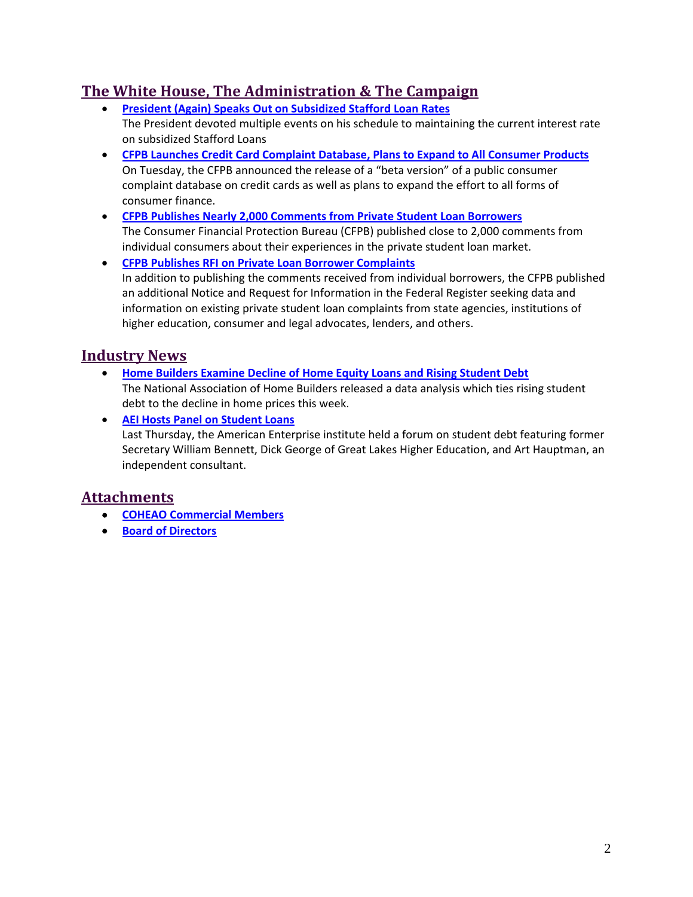## The White House, The Administration & The Campaign

- **President (Again) Speaks Out on Subsidized Stafford Loan Rates**
  The President devoted multiple events on his schedule to maintaining the current interest rate on subsidized Stafford Loans
- **CFPB Launches Credit Card Complaint Database, Plans to Expand to All Consumer Products**
  On Tuesday, the CFPB announced the release of a "beta version" of a public consumer complaint database on credit cards as well as plans to expand the effort to all forms of consumer finance.
- **CFPB Publishes Nearly 2,000 Comments from Private Student Loan Borrowers**
  The Consumer Financial Protection Bureau (CFPB) published close to 2,000 comments from individual consumers about their experiences in the private student loan market.
- **CFPB Publishes RFI on Private Loan Borrower Complaints**
  In addition to publishing the comments received from individual borrowers, the CFPB published an additional Notice and Request for Information in the Federal Register seeking data and information on existing private student loan complaints from state agencies, institutions of higher education, consumer and legal advocates, lenders, and others.

## Industry News

- **Home Builders Examine Decline of Home Equity Loans and Rising Student Debt**
  The National Association of Home Builders released a data analysis which ties rising student debt to the decline in home prices this week.
- **AEI Hosts Panel on Student Loans**
  Last Thursday, the American Enterprise institute held a forum on student debt featuring former Secretary William Bennett, Dick George of Great Lakes Higher Education, and Art Hauptman, an independent consultant.

## Attachments

- **COHEAO Commercial Members**
- **Board of Directors**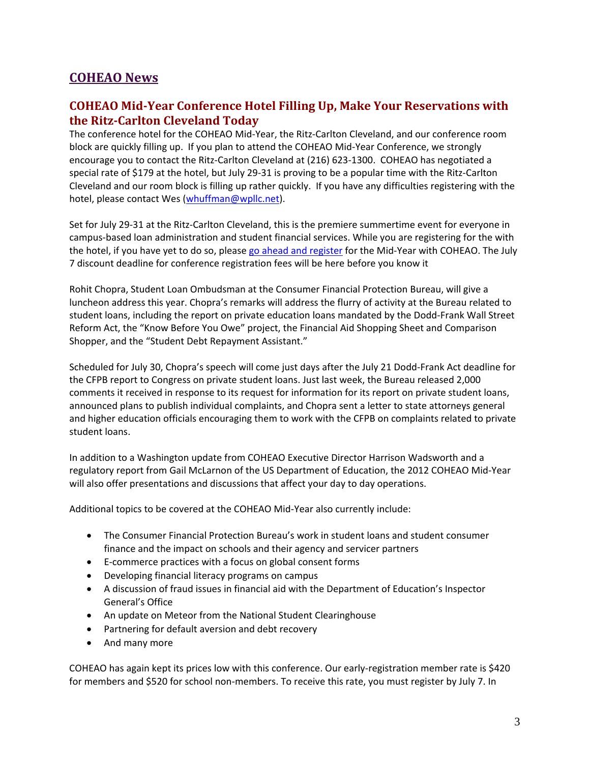# COHEAO News

## COHEAO Mid-Year Conference Hotel Filling Up, Make Your Reservations with the Ritz-Carlton Cleveland Today

The conference hotel for the COHEAO Mid-Year, the Ritz-Carlton Cleveland, and our conference room block are quickly filling up. If you plan to attend the COHEAO Mid-Year Conference, we strongly encourage you to contact the Ritz-Carlton Cleveland at (216) 623-1300. COHEAO has negotiated a special rate of $179 at the hotel, but July 29-31 is proving to be a popular time with the Ritz-Carlton Cleveland and our room block is filling up rather quickly. If you have any difficulties registering with the hotel, please contact Wes (whuffman@wpllc.net).

Set for July 29-31 at the Ritz-Carlton Cleveland, this is the premiere summertime event for everyone in campus-based loan administration and student financial services. While you are registering for the with the hotel, if you have yet to do so, please go ahead and register for the Mid-Year with COHEAO. The July 7 discount deadline for conference registration fees will be here before you know it

Rohit Chopra, Student Loan Ombudsman at the Consumer Financial Protection Bureau, will give a luncheon address this year. Chopra's remarks will address the flurry of activity at the Bureau related to student loans, including the report on private education loans mandated by the Dodd-Frank Wall Street Reform Act, the "Know Before You Owe" project, the Financial Aid Shopping Sheet and Comparison Shopper, and the "Student Debt Repayment Assistant."

Scheduled for July 30, Chopra's speech will come just days after the July 21 Dodd-Frank Act deadline for the CFPB report to Congress on private student loans. Just last week, the Bureau released 2,000 comments it received in response to its request for information for its report on private student loans, announced plans to publish individual complaints, and Chopra sent a letter to state attorneys general and higher education officials encouraging them to work with the CFPB on complaints related to private student loans.

In addition to a Washington update from COHEAO Executive Director Harrison Wadsworth and a regulatory report from Gail McLarnon of the US Department of Education, the 2012 COHEAO Mid-Year will also offer presentations and discussions that affect your day to day operations.

Additional topics to be covered at the COHEAO Mid-Year also currently include:

- The Consumer Financial Protection Bureau's work in student loans and student consumer finance and the impact on schools and their agency and servicer partners
- E-commerce practices with a focus on global consent forms
- Developing financial literacy programs on campus
- A discussion of fraud issues in financial aid with the Department of Education's Inspector General's Office
- An update on Meteor from the National Student Clearinghouse
- Partnering for default aversion and debt recovery
- And many more

COHEAO has again kept its prices low with this conference. Our early-registration member rate is $420 for members and $520 for school non-members. To receive this rate, you must register by July 7. In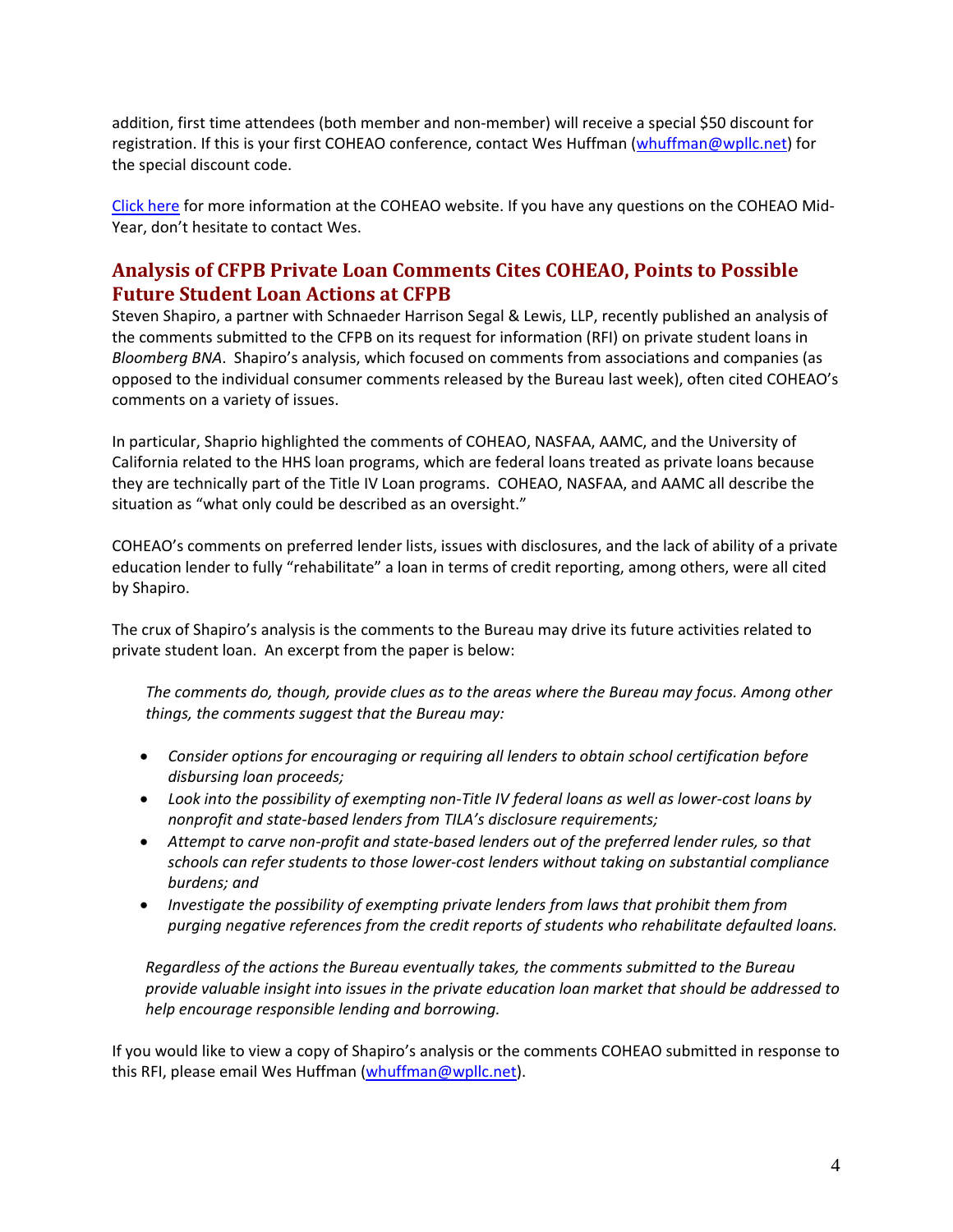addition, first time attendees (both member and non-member) will receive a special $50 discount for registration. If this is your first COHEAO conference, contact Wes Huffman (whuffman@wpllc.net) for the special discount code.

Click here for more information at the COHEAO website. If you have any questions on the COHEAO Mid-Year, don't hesitate to contact Wes.

## Analysis of CFPB Private Loan Comments Cites COHEAO, Points to Possible Future Student Loan Actions at CFPB

Steven Shapiro, a partner with Schnaeder Harrison Segal & Lewis, LLP, recently published an analysis of the comments submitted to the CFPB on its request for information (RFI) on private student loans in *Bloomberg BNA*. Shapiro's analysis, which focused on comments from associations and companies (as opposed to the individual consumer comments released by the Bureau last week), often cited COHEAO's comments on a variety of issues.

In particular, Shaprio highlighted the comments of COHEAO, NASFAA, AAMC, and the University of California related to the HHS loan programs, which are federal loans treated as private loans because they are technically part of the Title IV Loan programs. COHEAO, NASFAA, and AAMC all describe the situation as "what only could be described as an oversight."

COHEAO's comments on preferred lender lists, issues with disclosures, and the lack of ability of a private education lender to fully "rehabilitate" a loan in terms of credit reporting, among others, were all cited by Shapiro.

The crux of Shapiro's analysis is the comments to the Bureau may drive its future activities related to private student loan. An excerpt from the paper is below:

> *The comments do, though, provide clues as to the areas where the Bureau may focus. Among other things, the comments suggest that the Bureau may:*
>
> - *Consider options for encouraging or requiring all lenders to obtain school certification before disbursing loan proceeds;*
> - *Look into the possibility of exempting non-Title IV federal loans as well as lower-cost loans by nonprofit and state-based lenders from TILA's disclosure requirements;*
> - *Attempt to carve non-profit and state-based lenders out of the preferred lender rules, so that schools can refer students to those lower-cost lenders without taking on substantial compliance burdens; and*
> - *Investigate the possibility of exempting private lenders from laws that prohibit them from purging negative references from the credit reports of students who rehabilitate defaulted loans.*
>
> *Regardless of the actions the Bureau eventually takes, the comments submitted to the Bureau provide valuable insight into issues in the private education loan market that should be addressed to help encourage responsible lending and borrowing.*

If you would like to view a copy of Shapiro's analysis or the comments COHEAO submitted in response to this RFI, please email Wes Huffman (whuffman@wpllc.net).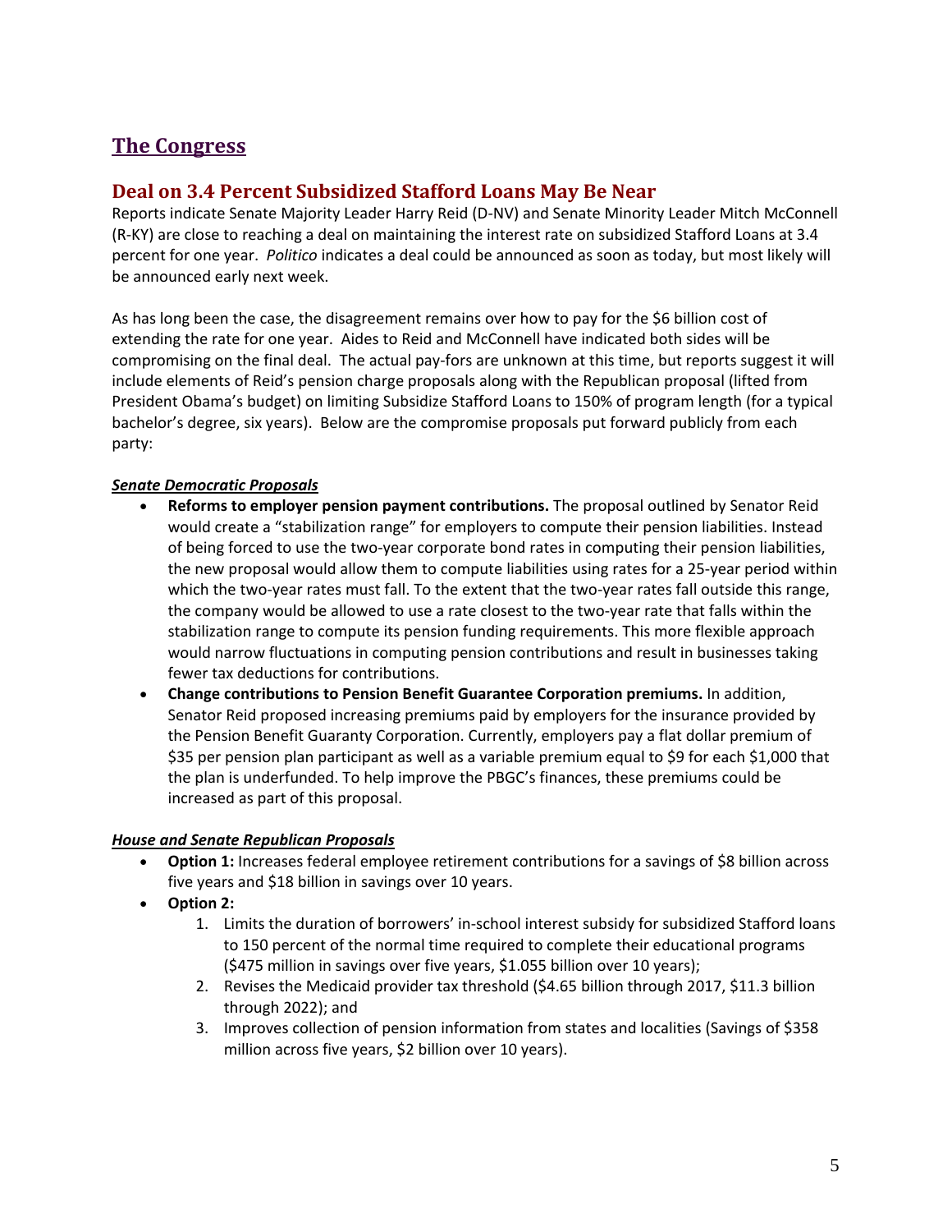## The Congress

### Deal on 3.4 Percent Subsidized Stafford Loans May Be Near

Reports indicate Senate Majority Leader Harry Reid (D-NV) and Senate Minority Leader Mitch McConnell (R-KY) are close to reaching a deal on maintaining the interest rate on subsidized Stafford Loans at 3.4 percent for one year. *Politico* indicates a deal could be announced as soon as today, but most likely will be announced early next week.

As has long been the case, the disagreement remains over how to pay for the $6 billion cost of extending the rate for one year. Aides to Reid and McConnell have indicated both sides will be compromising on the final deal. The actual pay-fors are unknown at this time, but reports suggest it will include elements of Reid's pension charge proposals along with the Republican proposal (lifted from President Obama's budget) on limiting Subsidize Stafford Loans to 150% of program length (for a typical bachelor's degree, six years). Below are the compromise proposals put forward publicly from each party:

***Senate Democratic Proposals***

- **Reforms to employer pension payment contributions.** The proposal outlined by Senator Reid would create a "stabilization range" for employers to compute their pension liabilities. Instead of being forced to use the two-year corporate bond rates in computing their pension liabilities, the new proposal would allow them to compute liabilities using rates for a 25-year period within which the two-year rates must fall. To the extent that the two-year rates fall outside this range, the company would be allowed to use a rate closest to the two-year rate that falls within the stabilization range to compute its pension funding requirements. This more flexible approach would narrow fluctuations in computing pension contributions and result in businesses taking fewer tax deductions for contributions.
- **Change contributions to Pension Benefit Guarantee Corporation premiums.** In addition, Senator Reid proposed increasing premiums paid by employers for the insurance provided by the Pension Benefit Guaranty Corporation. Currently, employers pay a flat dollar premium of $35 per pension plan participant as well as a variable premium equal to $9 for each $1,000 that the plan is underfunded. To help improve the PBGC's finances, these premiums could be increased as part of this proposal.

***House and Senate Republican Proposals***

- **Option 1:** Increases federal employee retirement contributions for a savings of $8 billion across five years and $18 billion in savings over 10 years.
- **Option 2:**
    1. Limits the duration of borrowers' in-school interest subsidy for subsidized Stafford loans to 150 percent of the normal time required to complete their educational programs ($475 million in savings over five years, $1.055 billion over 10 years);
    2. Revises the Medicaid provider tax threshold ($4.65 billion through 2017, $11.3 billion through 2022); and
    3. Improves collection of pension information from states and localities (Savings of $358 million across five years, $2 billion over 10 years).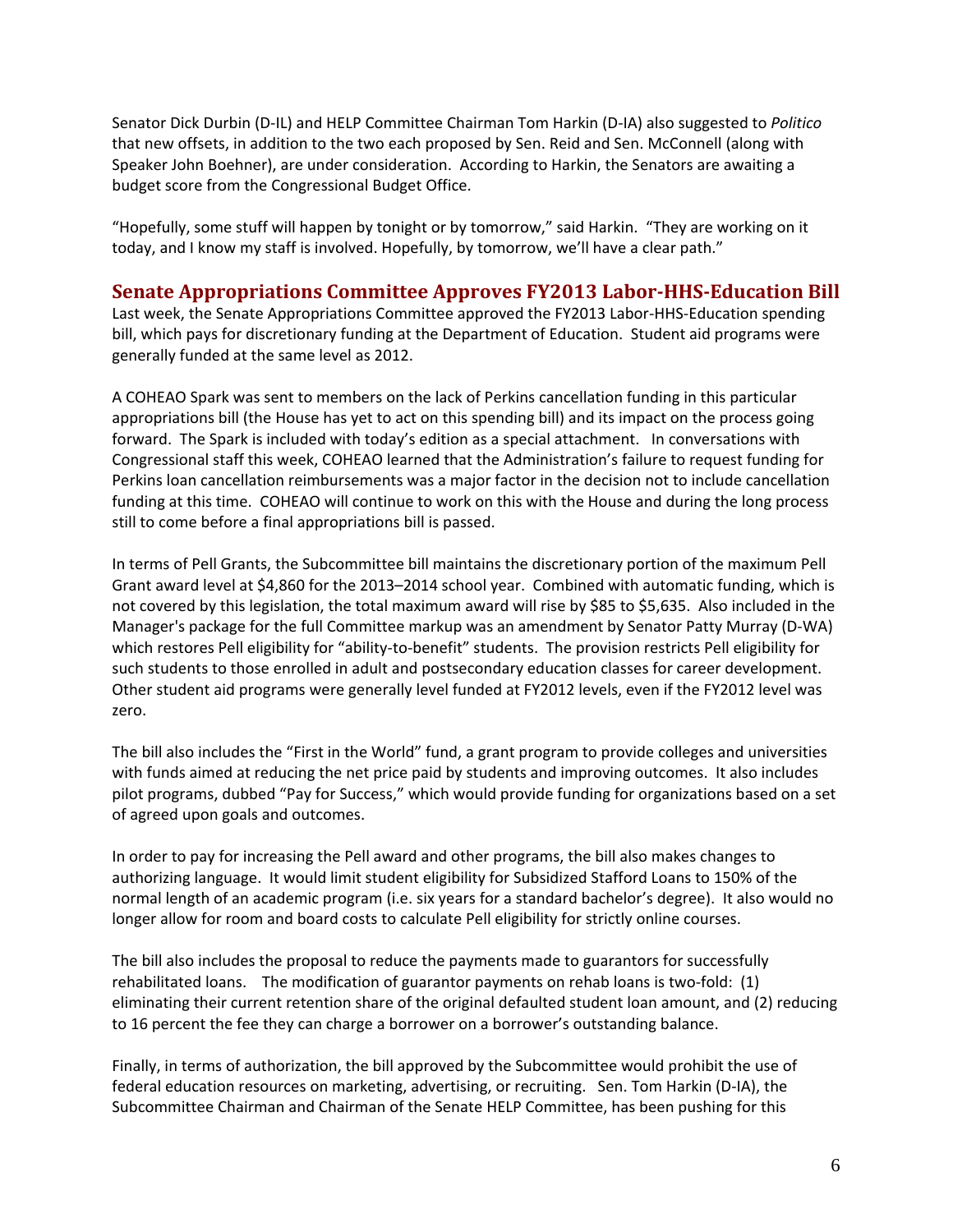Senator Dick Durbin (D-IL) and HELP Committee Chairman Tom Harkin (D-IA) also suggested to *Politico* that new offsets, in addition to the two each proposed by Sen. Reid and Sen. McConnell (along with Speaker John Boehner), are under consideration. According to Harkin, the Senators are awaiting a budget score from the Congressional Budget Office.

"Hopefully, some stuff will happen by tonight or by tomorrow," said Harkin. "They are working on it today, and I know my staff is involved. Hopefully, by tomorrow, we'll have a clear path."

## Senate Appropriations Committee Approves FY2013 Labor-HHS-Education Bill

Last week, the Senate Appropriations Committee approved the FY2013 Labor-HHS-Education spending bill, which pays for discretionary funding at the Department of Education. Student aid programs were generally funded at the same level as 2012.

A COHEAO Spark was sent to members on the lack of Perkins cancellation funding in this particular appropriations bill (the House has yet to act on this spending bill) and its impact on the process going forward. The Spark is included with today's edition as a special attachment. In conversations with Congressional staff this week, COHEAO learned that the Administration's failure to request funding for Perkins loan cancellation reimbursements was a major factor in the decision not to include cancellation funding at this time. COHEAO will continue to work on this with the House and during the long process still to come before a final appropriations bill is passed.

In terms of Pell Grants, the Subcommittee bill maintains the discretionary portion of the maximum Pell Grant award level at $4,860 for the 2013–2014 school year. Combined with automatic funding, which is not covered by this legislation, the total maximum award will rise by $85 to $5,635. Also included in the Manager's package for the full Committee markup was an amendment by Senator Patty Murray (D-WA) which restores Pell eligibility for "ability-to-benefit" students. The provision restricts Pell eligibility for such students to those enrolled in adult and postsecondary education classes for career development. Other student aid programs were generally level funded at FY2012 levels, even if the FY2012 level was zero.

The bill also includes the "First in the World" fund, a grant program to provide colleges and universities with funds aimed at reducing the net price paid by students and improving outcomes. It also includes pilot programs, dubbed "Pay for Success," which would provide funding for organizations based on a set of agreed upon goals and outcomes.

In order to pay for increasing the Pell award and other programs, the bill also makes changes to authorizing language. It would limit student eligibility for Subsidized Stafford Loans to 150% of the normal length of an academic program (i.e. six years for a standard bachelor's degree). It also would no longer allow for room and board costs to calculate Pell eligibility for strictly online courses.

The bill also includes the proposal to reduce the payments made to guarantors for successfully rehabilitated loans. The modification of guarantor payments on rehab loans is two-fold: (1) eliminating their current retention share of the original defaulted student loan amount, and (2) reducing to 16 percent the fee they can charge a borrower on a borrower's outstanding balance.

Finally, in terms of authorization, the bill approved by the Subcommittee would prohibit the use of federal education resources on marketing, advertising, or recruiting. Sen. Tom Harkin (D-IA), the Subcommittee Chairman and Chairman of the Senate HELP Committee, has been pushing for this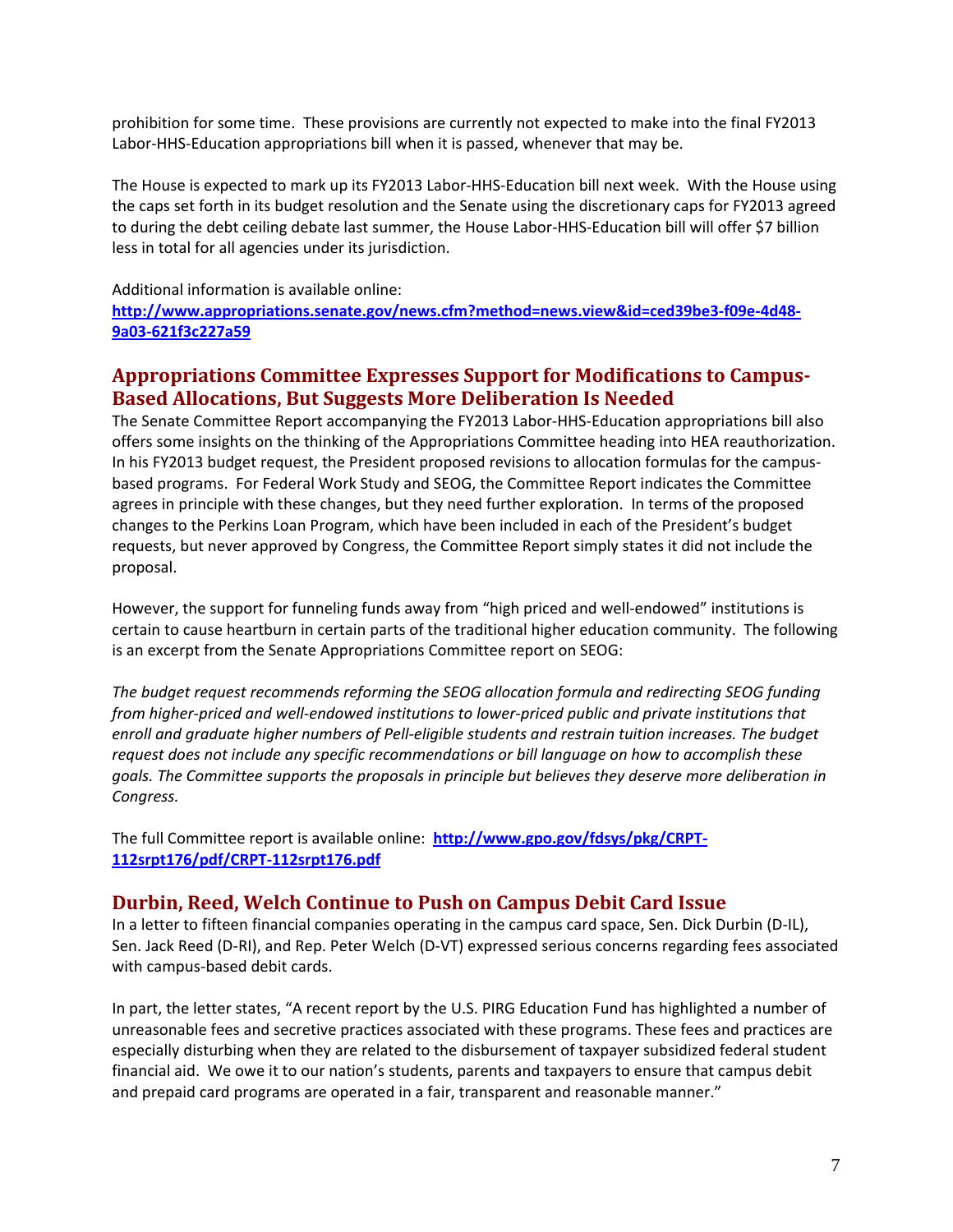prohibition for some time. These provisions are currently not expected to make into the final FY2013 Labor-HHS-Education appropriations bill when it is passed, whenever that may be.

The House is expected to mark up its FY2013 Labor-HHS-Education bill next week. With the House using the caps set forth in its budget resolution and the Senate using the discretionary caps for FY2013 agreed to during the debt ceiling debate last summer, the House Labor-HHS-Education bill will offer $7 billion less in total for all agencies under its jurisdiction.

Additional information is available online:
**http://www.appropriations.senate.gov/news.cfm?method=news.view&id=ced39be3-f09e-4d48-9a03-621f3c227a59**

## Appropriations Committee Expresses Support for Modifications to Campus-Based Allocations, But Suggests More Deliberation Is Needed

The Senate Committee Report accompanying the FY2013 Labor-HHS-Education appropriations bill also offers some insights on the thinking of the Appropriations Committee heading into HEA reauthorization. In his FY2013 budget request, the President proposed revisions to allocation formulas for the campus-based programs. For Federal Work Study and SEOG, the Committee Report indicates the Committee agrees in principle with these changes, but they need further exploration. In terms of the proposed changes to the Perkins Loan Program, which have been included in each of the President's budget requests, but never approved by Congress, the Committee Report simply states it did not include the proposal.

However, the support for funneling funds away from "high priced and well-endowed" institutions is certain to cause heartburn in certain parts of the traditional higher education community. The following is an excerpt from the Senate Appropriations Committee report on SEOG:

*The budget request recommends reforming the SEOG allocation formula and redirecting SEOG funding from higher-priced and well-endowed institutions to lower-priced public and private institutions that enroll and graduate higher numbers of Pell-eligible students and restrain tuition increases. The budget request does not include any specific recommendations or bill language on how to accomplish these goals. The Committee supports the proposals in principle but believes they deserve more deliberation in Congress.*

The full Committee report is available online: **http://www.gpo.gov/fdsys/pkg/CRPT-112srpt176/pdf/CRPT-112srpt176.pdf**

## Durbin, Reed, Welch Continue to Push on Campus Debit Card Issue

In a letter to fifteen financial companies operating in the campus card space, Sen. Dick Durbin (D-IL), Sen. Jack Reed (D-RI), and Rep. Peter Welch (D-VT) expressed serious concerns regarding fees associated with campus-based debit cards.

In part, the letter states, "A recent report by the U.S. PIRG Education Fund has highlighted a number of unreasonable fees and secretive practices associated with these programs. These fees and practices are especially disturbing when they are related to the disbursement of taxpayer subsidized federal student financial aid. We owe it to our nation's students, parents and taxpayers to ensure that campus debit and prepaid card programs are operated in a fair, transparent and reasonable manner."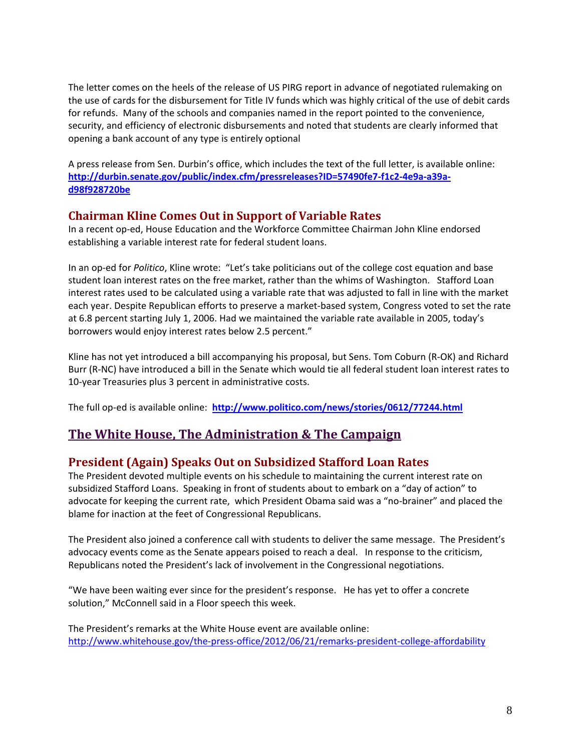The letter comes on the heels of the release of US PIRG report in advance of negotiated rulemaking on the use of cards for the disbursement for Title IV funds which was highly critical of the use of debit cards for refunds. Many of the schools and companies named in the report pointed to the convenience, security, and efficiency of electronic disbursements and noted that students are clearly informed that opening a bank account of any type is entirely optional

A press release from Sen. Durbin's office, which includes the text of the full letter, is available online: **http://durbin.senate.gov/public/index.cfm/pressreleases?ID=57490fe7-f1c2-4e9a-a39a-d98f928720be**

### Chairman Kline Comes Out in Support of Variable Rates

In a recent op-ed, House Education and the Workforce Committee Chairman John Kline endorsed establishing a variable interest rate for federal student loans.

In an op-ed for *Politico*, Kline wrote: "Let's take politicians out of the college cost equation and base student loan interest rates on the free market, rather than the whims of Washington. Stafford Loan interest rates used to be calculated using a variable rate that was adjusted to fall in line with the market each year. Despite Republican efforts to preserve a market-based system, Congress voted to set the rate at 6.8 percent starting July 1, 2006. Had we maintained the variable rate available in 2005, today's borrowers would enjoy interest rates below 2.5 percent."

Kline has not yet introduced a bill accompanying his proposal, but Sens. Tom Coburn (R-OK) and Richard Burr (R-NC) have introduced a bill in the Senate which would tie all federal student loan interest rates to 10-year Treasuries plus 3 percent in administrative costs.

The full op-ed is available online: **http://www.politico.com/news/stories/0612/77244.html**

## The White House, The Administration & The Campaign

### President (Again) Speaks Out on Subsidized Stafford Loan Rates

The President devoted multiple events on his schedule to maintaining the current interest rate on subsidized Stafford Loans. Speaking in front of students about to embark on a "day of action" to advocate for keeping the current rate, which President Obama said was a "no-brainer" and placed the blame for inaction at the feet of Congressional Republicans.

The President also joined a conference call with students to deliver the same message. The President's advocacy events come as the Senate appears poised to reach a deal. In response to the criticism, Republicans noted the President's lack of involvement in the Congressional negotiations.

"We have been waiting ever since for the president's response. He has yet to offer a concrete solution," McConnell said in a Floor speech this week.

The President's remarks at the White House event are available online: http://www.whitehouse.gov/the-press-office/2012/06/21/remarks-president-college-affordability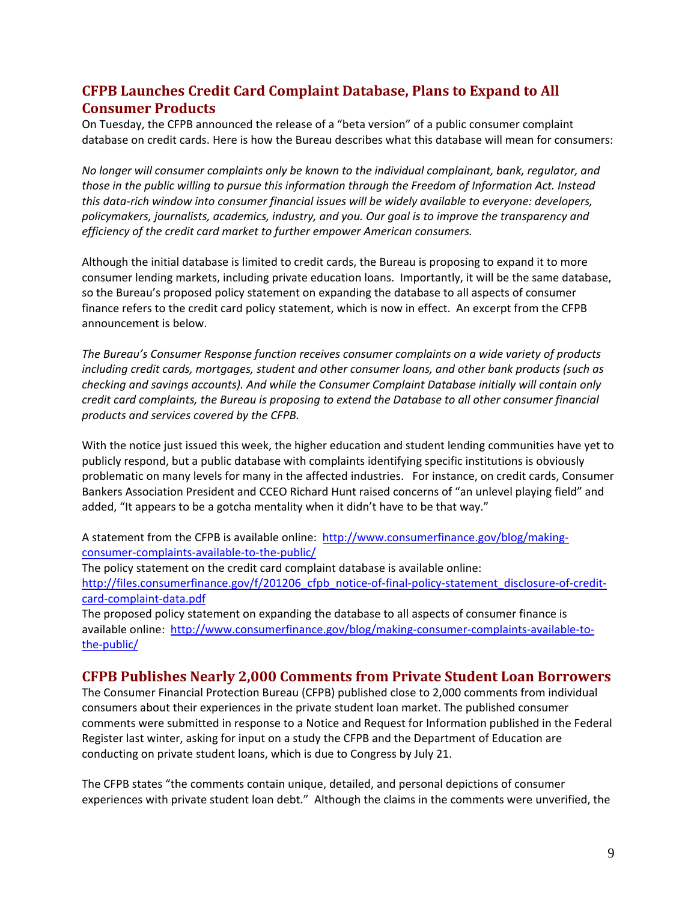## CFPB Launches Credit Card Complaint Database, Plans to Expand to All Consumer Products

On Tuesday, the CFPB announced the release of a "beta version" of a public consumer complaint database on credit cards. Here is how the Bureau describes what this database will mean for consumers:

*No longer will consumer complaints only be known to the individual complainant, bank, regulator, and those in the public willing to pursue this information through the Freedom of Information Act. Instead this data-rich window into consumer financial issues will be widely available to everyone: developers, policymakers, journalists, academics, industry, and you. Our goal is to improve the transparency and efficiency of the credit card market to further empower American consumers.*

Although the initial database is limited to credit cards, the Bureau is proposing to expand it to more consumer lending markets, including private education loans. Importantly, it will be the same database, so the Bureau's proposed policy statement on expanding the database to all aspects of consumer finance refers to the credit card policy statement, which is now in effect. An excerpt from the CFPB announcement is below.

*The Bureau's Consumer Response function receives consumer complaints on a wide variety of products including credit cards, mortgages, student and other consumer loans, and other bank products (such as checking and savings accounts). And while the Consumer Complaint Database initially will contain only credit card complaints, the Bureau is proposing to extend the Database to all other consumer financial products and services covered by the CFPB.*

With the notice just issued this week, the higher education and student lending communities have yet to publicly respond, but a public database with complaints identifying specific institutions is obviously problematic on many levels for many in the affected industries. For instance, on credit cards, Consumer Bankers Association President and CCEO Richard Hunt raised concerns of "an unlevel playing field" and added, "It appears to be a gotcha mentality when it didn't have to be that way."

A statement from the CFPB is available online: [http://www.consumerfinance.gov/blog/making-consumer-complaints-available-to-the-public/](http://www.consumerfinance.gov/blog/making-consumer-complaints-available-to-the-public/)
The policy statement on the credit card complaint database is available online: [http://files.consumerfinance.gov/f/201206_cfpb_notice-of-final-policy-statement_disclosure-of-credit-card-complaint-data.pdf](http://files.consumerfinance.gov/f/201206_cfpb_notice-of-final-policy-statement_disclosure-of-credit-card-complaint-data.pdf)
The proposed policy statement on expanding the database to all aspects of consumer finance is available online: [http://www.consumerfinance.gov/blog/making-consumer-complaints-available-to-the-public/](http://www.consumerfinance.gov/blog/making-consumer-complaints-available-to-the-public/)

## CFPB Publishes Nearly 2,000 Comments from Private Student Loan Borrowers

The Consumer Financial Protection Bureau (CFPB) published close to 2,000 comments from individual consumers about their experiences in the private student loan market. The published consumer comments were submitted in response to a Notice and Request for Information published in the Federal Register last winter, asking for input on a study the CFPB and the Department of Education are conducting on private student loans, which is due to Congress by July 21.

The CFPB states "the comments contain unique, detailed, and personal depictions of consumer experiences with private student loan debt." Although the claims in the comments were unverified, the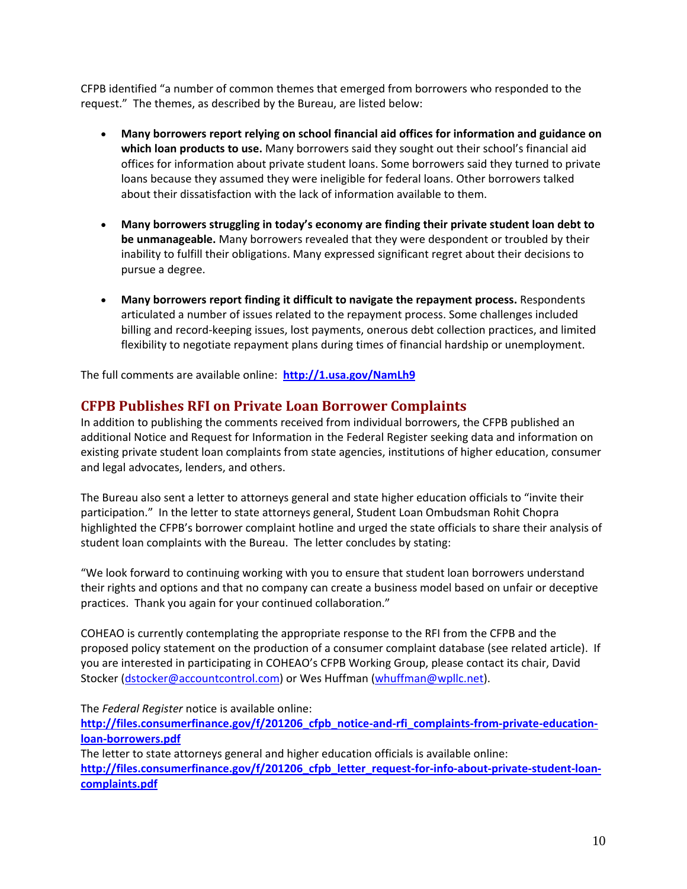CFPB identified "a number of common themes that emerged from borrowers who responded to the request." The themes, as described by the Bureau, are listed below:

- **Many borrowers report relying on school financial aid offices for information and guidance on which loan products to use.** Many borrowers said they sought out their school's financial aid offices for information about private student loans. Some borrowers said they turned to private loans because they assumed they were ineligible for federal loans. Other borrowers talked about their dissatisfaction with the lack of information available to them.

- **Many borrowers struggling in today's economy are finding their private student loan debt to be unmanageable.** Many borrowers revealed that they were despondent or troubled by their inability to fulfill their obligations. Many expressed significant regret about their decisions to pursue a degree.

- **Many borrowers report finding it difficult to navigate the repayment process.** Respondents articulated a number of issues related to the repayment process. Some challenges included billing and record-keeping issues, lost payments, onerous debt collection practices, and limited flexibility to negotiate repayment plans during times of financial hardship or unemployment.

The full comments are available online: **http://1.usa.gov/NamLh9**

## CFPB Publishes RFI on Private Loan Borrower Complaints

In addition to publishing the comments received from individual borrowers, the CFPB published an additional Notice and Request for Information in the Federal Register seeking data and information on existing private student loan complaints from state agencies, institutions of higher education, consumer and legal advocates, lenders, and others.

The Bureau also sent a letter to attorneys general and state higher education officials to "invite their participation." In the letter to state attorneys general, Student Loan Ombudsman Rohit Chopra highlighted the CFPB's borrower complaint hotline and urged the state officials to share their analysis of student loan complaints with the Bureau. The letter concludes by stating:

"We look forward to continuing working with you to ensure that student loan borrowers understand their rights and options and that no company can create a business model based on unfair or deceptive practices. Thank you again for your continued collaboration."

COHEAO is currently contemplating the appropriate response to the RFI from the CFPB and the proposed policy statement on the production of a consumer complaint database (see related article). If you are interested in participating in COHEAO's CFPB Working Group, please contact its chair, David Stocker (dstocker@accountcontrol.com) or Wes Huffman (whuffman@wpllc.net).

The *Federal Register* notice is available online:
**http://files.consumerfinance.gov/f/201206_cfpb_notice-and-rfi_complaints-from-private-education-loan-borrowers.pdf**
The letter to state attorneys general and higher education officials is available online:
**http://files.consumerfinance.gov/f/201206_cfpb_letter_request-for-info-about-private-student-loan-complaints.pdf**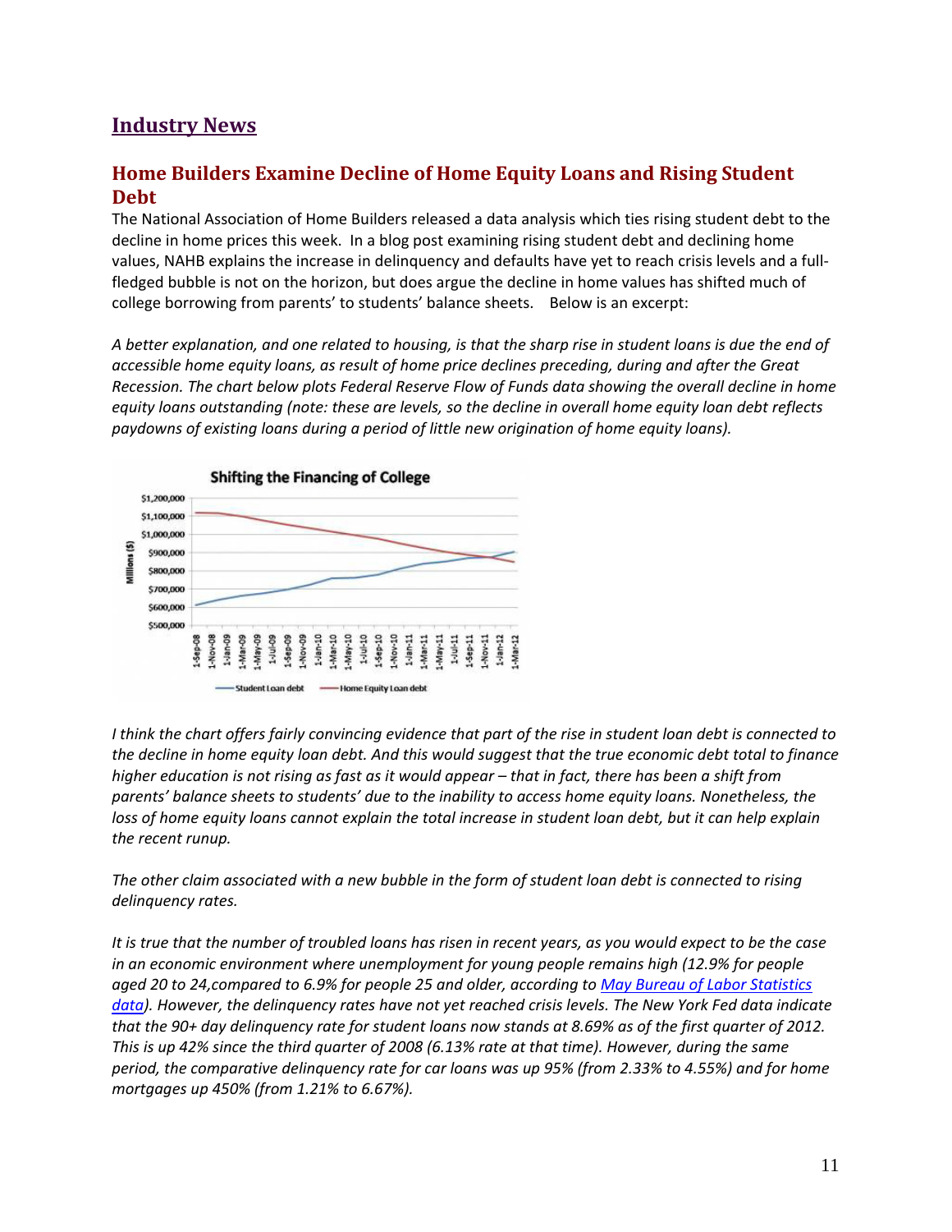## Industry News

### Home Builders Examine Decline of Home Equity Loans and Rising Student Debt

The National Association of Home Builders released a data analysis which ties rising student debt to the decline in home prices this week. In a blog post examining rising student debt and declining home values, NAHB explains the increase in delinquency and defaults have yet to reach crisis levels and a full-fledged bubble is not on the horizon, but does argue the decline in home values has shifted much of college borrowing from parents' to students' balance sheets. Below is an excerpt:

*A better explanation, and one related to housing, is that the sharp rise in student loans is due the end of accessible home equity loans, as result of home price declines preceding, during and after the Great Recession. The chart below plots Federal Reserve Flow of Funds data showing the overall decline in home equity loans outstanding (note: these are levels, so the decline in overall home equity loan debt reflects paydowns of existing loans during a period of little new origination of home equity loans).*

*I think the chart offers fairly convincing evidence that part of the rise in student loan debt is connected to the decline in home equity loan debt. And this would suggest that the true economic debt total to finance higher education is not rising as fast as it would appear – that in fact, there has been a shift from parents' balance sheets to students' due to the inability to access home equity loans. Nonetheless, the loss of home equity loans cannot explain the total increase in student loan debt, but it can help explain the recent runup.*

*The other claim associated with a new bubble in the form of student loan debt is connected to rising delinquency rates.*

*It is true that the number of troubled loans has risen in recent years, as you would expect to be the case in an economic environment where unemployment for young people remains high (12.9% for people aged 20 to 24,compared to 6.9% for people 25 and older, according to [May Bureau of Labor Statistics data](#)). However, the delinquency rates have not yet reached crisis levels. The New York Fed data indicate that the 90+ day delinquency rate for student loans now stands at 8.69% as of the first quarter of 2012. This is up 42% since the third quarter of 2008 (6.13% rate at that time). However, during the same period, the comparative delinquency rate for car loans was up 95% (from 2.33% to 4.55%) and for home mortgages up 450% (from 1.21% to 6.67%).*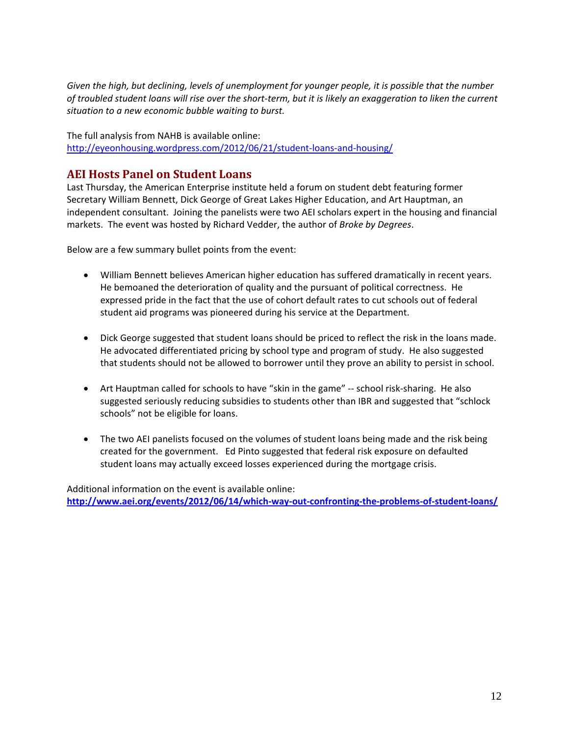*Given the high, but declining, levels of unemployment for younger people, it is possible that the number of troubled student loans will rise over the short-term, but it is likely an exaggeration to liken the current situation to a new economic bubble waiting to burst.*

The full analysis from NAHB is available online:
http://eyeonhousing.wordpress.com/2012/06/21/student-loans-and-housing/

## AEI Hosts Panel on Student Loans

Last Thursday, the American Enterprise institute held a forum on student debt featuring former Secretary William Bennett, Dick George of Great Lakes Higher Education, and Art Hauptman, an independent consultant. Joining the panelists were two AEI scholars expert in the housing and financial markets. The event was hosted by Richard Vedder, the author of *Broke by Degrees*.

Below are a few summary bullet points from the event:

- William Bennett believes American higher education has suffered dramatically in recent years. He bemoaned the deterioration of quality and the pursuant of political correctness. He expressed pride in the fact that the use of cohort default rates to cut schools out of federal student aid programs was pioneered during his service at the Department.
- Dick George suggested that student loans should be priced to reflect the risk in the loans made. He advocated differentiated pricing by school type and program of study. He also suggested that students should not be allowed to borrower until they prove an ability to persist in school.
- Art Hauptman called for schools to have "skin in the game" -- school risk-sharing. He also suggested seriously reducing subsidies to students other than IBR and suggested that "schlock schools" not be eligible for loans.
- The two AEI panelists focused on the volumes of student loans being made and the risk being created for the government. Ed Pinto suggested that federal risk exposure on defaulted student loans may actually exceed losses experienced during the mortgage crisis.

Additional information on the event is available online:
**http://www.aei.org/events/2012/06/14/which-way-out-confronting-the-problems-of-student-loans/**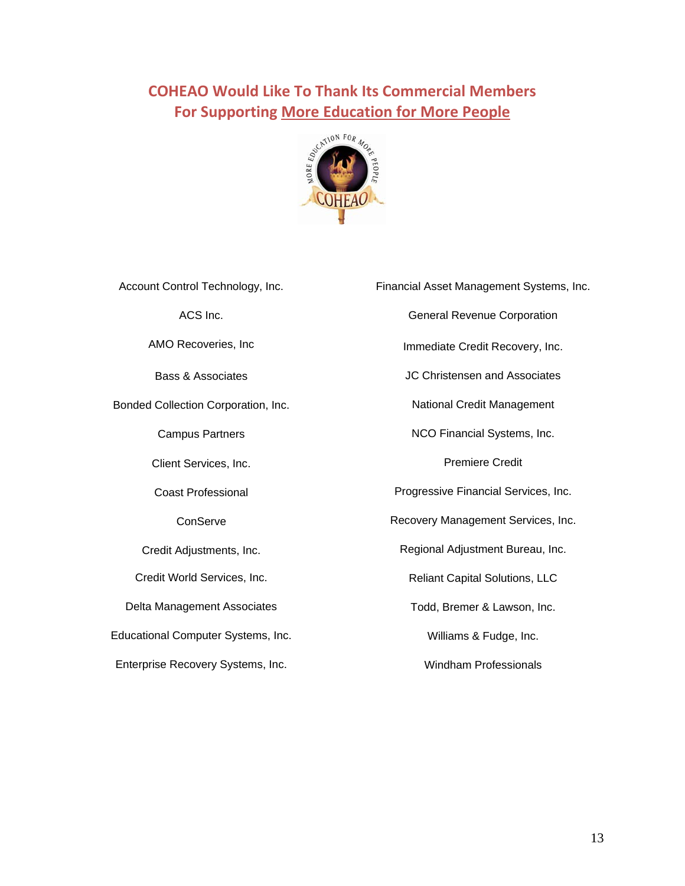## COHEAO Would Like To Thank Its Commercial Members For Supporting More Education for More People

Account Control Technology, Inc.

ACS Inc.

AMO Recoveries, Inc

Bass & Associates

Bonded Collection Corporation, Inc.

Campus Partners

Client Services, Inc.

Coast Professional

ConServe

Credit Adjustments, Inc.

Credit World Services, Inc.

Delta Management Associates

Educational Computer Systems, Inc.

Enterprise Recovery Systems, Inc.

Financial Asset Management Systems, Inc.

General Revenue Corporation

Immediate Credit Recovery, Inc.

JC Christensen and Associates

National Credit Management

NCO Financial Systems, Inc.

Premiere Credit

Progressive Financial Services, Inc.

Recovery Management Services, Inc.

Regional Adjustment Bureau, Inc.

Reliant Capital Solutions, LLC

Todd, Bremer & Lawson, Inc.

Williams & Fudge, Inc.

Windham Professionals